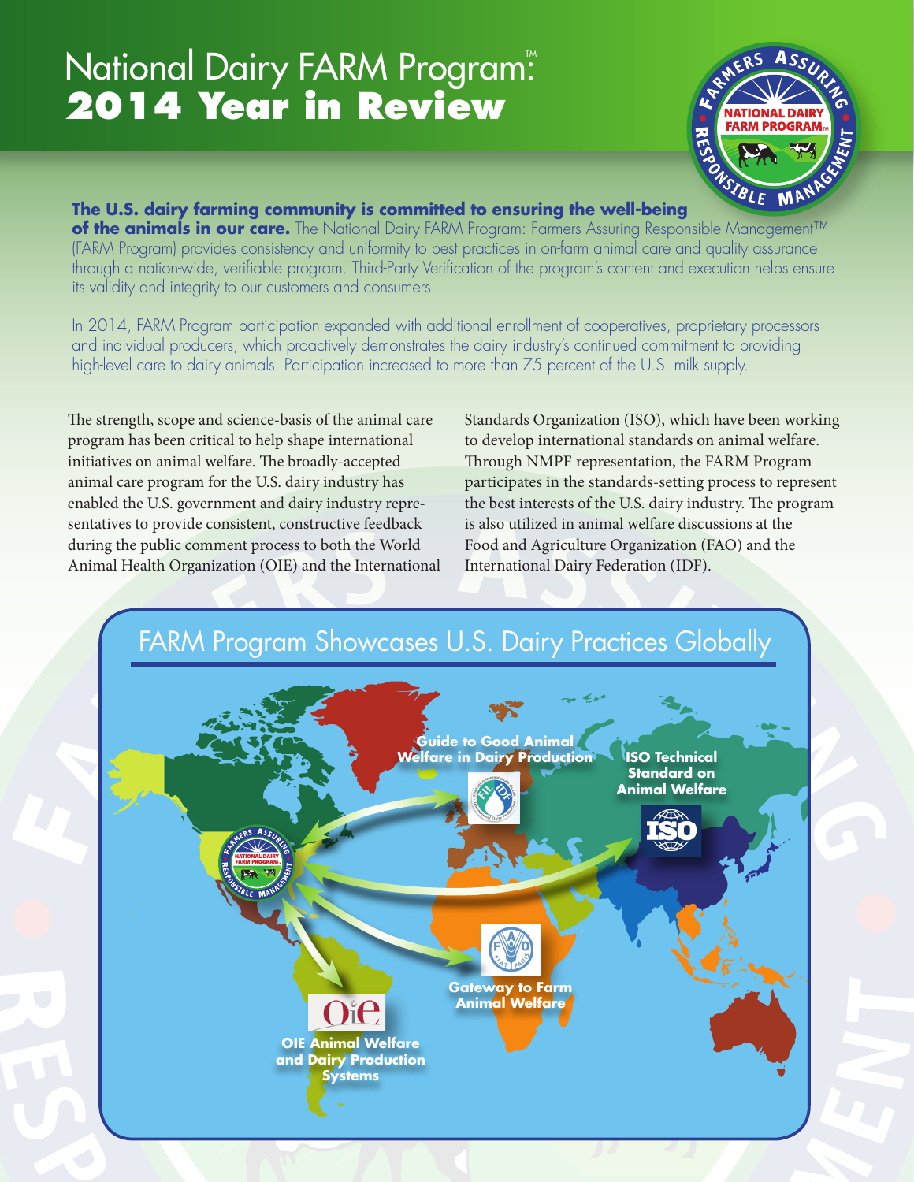# National Dairy FARM Program:™ 2014 Year in Review

**The U.S. dairy farming community is committed to ensuring the well-being of the animals in our care.** The National Dairy FARM Program: Farmers Assuring Responsible Management™ (FARM Program) provides consistency and uniformity to best practices in on-farm animal care and quality assurance through a nation-wide, verifiable program. Third-Party Verification of the program's content and execution helps ensure its validity and integrity to our customers and consumers.

In 2014, FARM Program participation expanded with additional enrollment of cooperatives, proprietary processors and individual producers, which proactively demonstrates the dairy industry's continued commitment to providing high-level care to dairy animals. Participation increased to more than 75 percent of the U.S. milk supply.

The strength, scope and science-basis of the animal care program has been critical to help shape international initiatives on animal welfare. The broadly-accepted animal care program for the U.S. dairy industry has enabled the U.S. government and dairy industry representatives to provide consistent, constructive feedback during the public comment process to both the World Animal Health Organization (OIE) and the International Standards Organization (ISO), which have been working to develop international standards on animal welfare. Through NMPF representation, the FARM Program participates in the standards-setting process to represent the best interests of the U.S. dairy industry. The program is also utilized in animal welfare discussions at the Food and Agriculture Organization (FAO) and the International Dairy Federation (IDF).

## FARM Program Showcases U.S. Dairy Practices Globally

- Guide to Good Animal Welfare in Dairy Production
- ISO Technical Standard on Animal Welfare
- Gateway to Farm Animal Welfare
- OIE Animal Welfare and Dairy Production Systems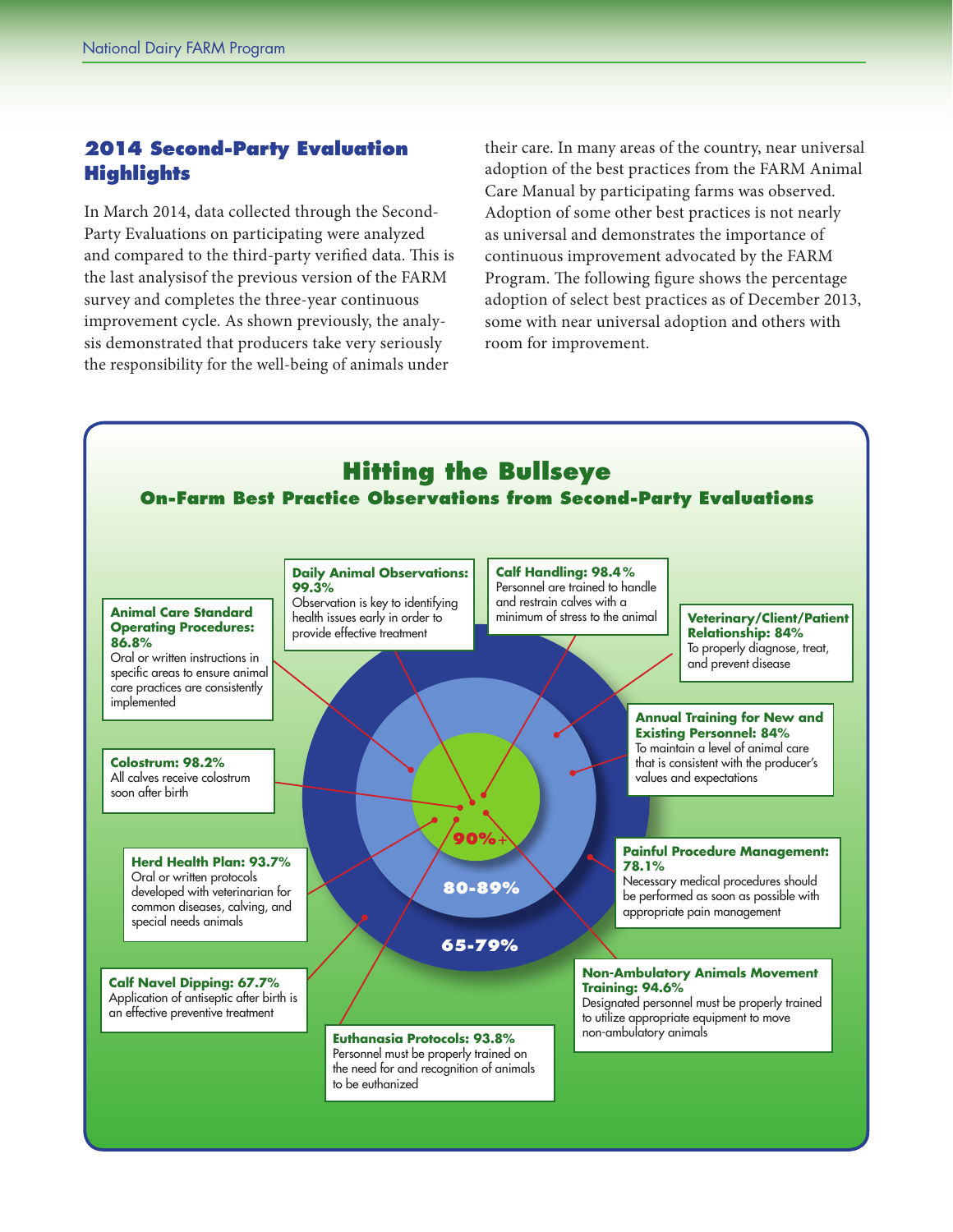## 2014 Second-Party Evaluation Highlights

In March 2014, data collected through the Second-Party Evaluations on participating were analyzed and compared to the third-party verified data. This is the last analysisof the previous version of the FARM survey and completes the three-year continuous improvement cycle. As shown previously, the analysis demonstrated that producers take very seriously the responsibility for the well-being of animals under their care. In many areas of the country, near universal adoption of the best practices from the FARM Animal Care Manual by participating farms was observed. Adoption of some other best practices is not nearly as universal and demonstrates the importance of continuous improvement advocated by the FARM Program. The following figure shows the percentage adoption of select best practices as of December 2013, some with near universal adoption and others with room for improvement.

## Hitting the Bullseye

### On-Farm Best Practice Observations from Second-Party Evaluations

**Animal Care Standard Operating Procedures: 86.8%**
Oral or written instructions in specific areas to ensure animal care practices are consistently implemented

**Daily Animal Observations: 99.3%**
Observation is key to identifying health issues early in order to provide effective treatment

**Calf Handling: 98.4%**
Personnel are trained to handle and restrain calves with a minimum of stress to the animal

**Veterinary/Client/Patient Relationship: 84%**
To properly diagnose, treat, and prevent disease

**Annual Training for New and Existing Personnel: 84%**
To maintain a level of animal care that is consistent with the producer's values and expectations

**Colostrum: 98.2%**
All calves receive colostrum soon after birth

**Herd Health Plan: 93.7%**
Oral or written protocols developed with veterinarian for common diseases, calving, and special needs animals

**Painful Procedure Management: 78.1%**
Necessary medical procedures should be performed as soon as possible with appropriate pain management

**Calf Navel Dipping: 67.7%**
Application of antiseptic after birth is an effective preventive treatment

**Non-Ambulatory Animals Movement Training: 94.6%**
Designated personnel must be properly trained to utilize appropriate equipment to move non-ambulatory animals

**Euthanasia Protocols: 93.8%**
Personnel must be properly trained on the need for and recognition of animals to be euthanized

90%+

80-89%

65-79%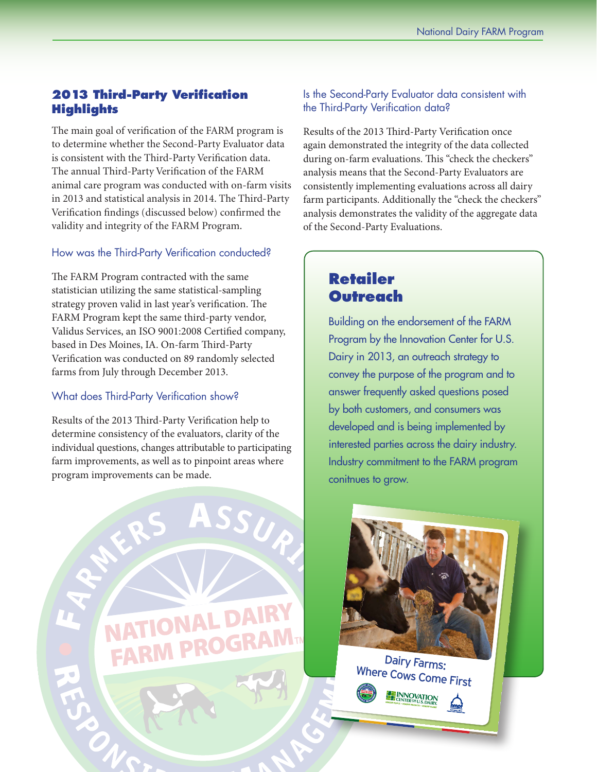## 2013 Third-Party Verification Highlights

The main goal of verification of the FARM program is to determine whether the Second-Party Evaluator data is consistent with the Third-Party Verification data. The annual Third-Party Verification of the FARM animal care program was conducted with on-farm visits in 2013 and statistical analysis in 2014. The Third-Party Verification findings (discussed below) confirmed the validity and integrity of the FARM Program.

### How was the Third-Party Verification conducted?

The FARM Program contracted with the same statistician utilizing the same statistical-sampling strategy proven valid in last year's verification. The FARM Program kept the same third-party vendor, Validus Services, an ISO 9001:2008 Certified company, based in Des Moines, IA. On-farm Third-Party Verification was conducted on 89 randomly selected farms from July through December 2013.

### What does Third-Party Verification show?

Results of the 2013 Third-Party Verification help to determine consistency of the evaluators, clarity of the individual questions, changes attributable to participating farm improvements, as well as to pinpoint areas where program improvements can be made.

### Is the Second-Party Evaluator data consistent with the Third-Party Verification data?

Results of the 2013 Third-Party Verification once again demonstrated the integrity of the data collected during on-farm evaluations. This "check the checkers" analysis means that the Second-Party Evaluators are consistently implementing evaluations across all dairy farm participants. Additionally the "check the checkers" analysis demonstrates the validity of the aggregate data of the Second-Party Evaluations.

## Retailer Outreach

Building on the endorsement of the FARM Program by the Innovation Center for U.S. Dairy in 2013, an outreach strategy to convey the purpose of the program and to answer frequently asked questions posed by both customers, and consumers was developed and is being implemented by interested parties across the dairy industry. Industry commitment to the FARM program conitnues to grow.

Dairy Farms: Where Cows Come First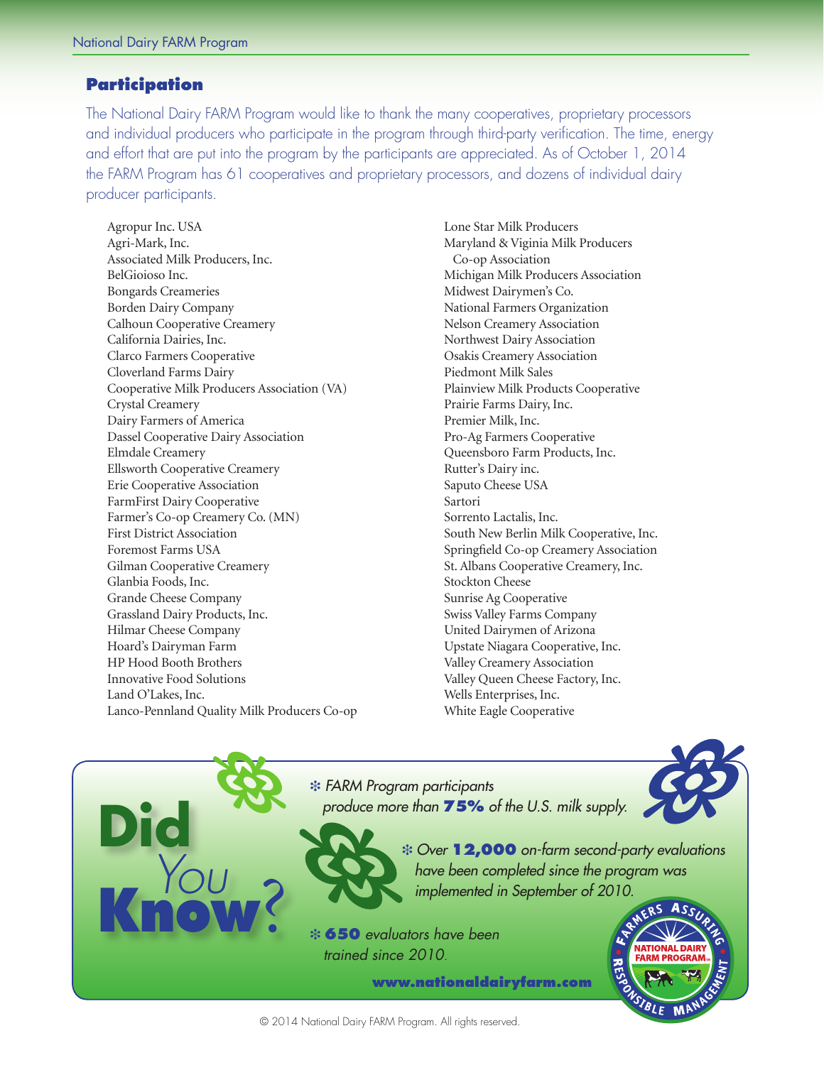## Participation

The National Dairy FARM Program would like to thank the many cooperatives, proprietary processors and individual producers who participate in the program through third-party verification. The time, energy and effort that are put into the program by the participants are appreciated. As of October 1, 2014 the FARM Program has 61 cooperatives and proprietary processors, and dozens of individual dairy producer participants.

Agropur Inc. USA
Agri-Mark, Inc.
Associated Milk Producers, Inc.
BelGioioso Inc.
Bongards Creameries
Borden Dairy Company
Calhoun Cooperative Creamery
California Dairies, Inc.
Clarco Farmers Cooperative
Cloverland Farms Dairy
Cooperative Milk Producers Association (VA)
Crystal Creamery
Dairy Farmers of America
Dassel Cooperative Dairy Association
Elmdale Creamery
Ellsworth Cooperative Creamery
Erie Cooperative Association
FarmFirst Dairy Cooperative
Farmer's Co-op Creamery Co. (MN)
First District Association
Foremost Farms USA
Gilman Cooperative Creamery
Glanbia Foods, Inc.
Grande Cheese Company
Grassland Dairy Products, Inc.
Hilmar Cheese Company
Hoard's Dairyman Farm
HP Hood Booth Brothers
Innovative Food Solutions
Land O'Lakes, Inc.
Lanco-Pennland Quality Milk Producers Co-op
Lone Star Milk Producers
Maryland & Viginia Milk Producers Co-op Association
Michigan Milk Producers Association
Midwest Dairymen's Co.
National Farmers Organization
Nelson Creamery Association
Northwest Dairy Association
Osakis Creamery Association
Piedmont Milk Sales
Plainview Milk Products Cooperative
Prairie Farms Dairy, Inc.
Premier Milk, Inc.
Pro-Ag Farmers Cooperative
Queensboro Farm Products, Inc.
Rutter's Dairy inc.
Saputo Cheese USA
Sartori
Sorrento Lactalis, Inc.
South New Berlin Milk Cooperative, Inc.
Springfield Co-op Creamery Association
St. Albans Cooperative Creamery, Inc.
Stockton Cheese
Sunrise Ag Cooperative
Swiss Valley Farms Company
United Dairymen of Arizona
Upstate Niagara Cooperative, Inc.
Valley Creamery Association
Valley Queen Cheese Factory, Inc.
Wells Enterprises, Inc.
White Eagle Cooperative

**Did You Know?**

- *FARM Program participants produce more than* ***75%*** *of the U.S. milk supply.*
- *Over* ***12,000*** *on-farm second-party evaluations have been completed since the program was implemented in September of 2010.*
- ***650*** *evaluators have been trained since 2010.*

**www.nationaldairyfarm.com**

© 2014 National Dairy FARM Program. All rights reserved.